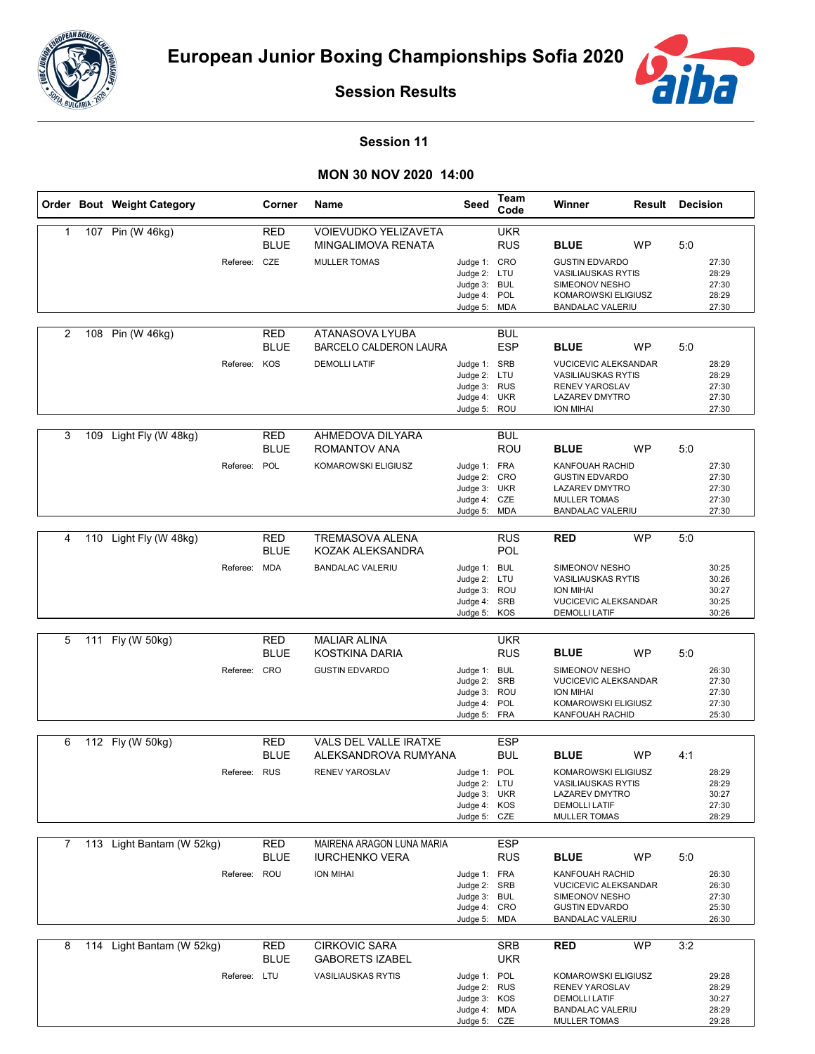# European Junior Boxing Championships Sofia 2020

## Session Results

### Session 11

### MON 30 NOV 2020 14:00

| Order | Bout | Weight Category | Corner | Name | Seed | Team Code | Winner | Result | Decision |
|---|---|---|---|---|---|---|---|---|---|
| 1 | 107 | Pin (W 46kg) | RED | VOIEVUDKO YELIZAVETA | | UKR | | | |
| | | | BLUE | MINGALIMOVA RENATA | | RUS | BLUE | WP | 5:0 |
| | | Referee: | CZE | MULLER TOMAS | Judge 1: | CRO | GUSTIN EDVARDO | | 27:30 |
| | | | | | Judge 2: | LTU | VASILIAUSKAS RYTIS | | 28:29 |
| | | | | | Judge 3: | BUL | SIMEONOV NESHO | | 27:30 |
| | | | | | Judge 4: | POL | KOMAROWSKI ELIGIUSZ | | 28:29 |
| | | | | | Judge 5: | MDA | BANDALAC VALERIU | | 27:30 |
| 2 | 108 | Pin (W 46kg) | RED | ATANASOVA LYUBA | | BUL | | | |
| | | | BLUE | BARCELO CALDERON LAURA | | ESP | BLUE | WP | 5:0 |
| | | Referee: | KOS | DEMOLLI LATIF | Judge 1: | SRB | VUCICEVIC ALEKSANDAR | | 28:29 |
| | | | | | Judge 2: | LTU | VASILIAUSKAS RYTIS | | 28:29 |
| | | | | | Judge 3: | RUS | RENEV YAROSLAV | | 27:30 |
| | | | | | Judge 4: | UKR | LAZAREV DMYTRO | | 27:30 |
| | | | | | Judge 5: | ROU | ION MIHAI | | 27:30 |
| 3 | 109 | Light Fly (W 48kg) | RED | AHMEDOVA DILYARA | | BUL | | | |
| | | | BLUE | ROMANTOV ANA | | ROU | BLUE | WP | 5:0 |
| | | Referee: | POL | KOMAROWSKI ELIGIUSZ | Judge 1: | FRA | KANFOUAH RACHID | | 27:30 |
| | | | | | Judge 2: | CRO | GUSTIN EDVARDO | | 27:30 |
| | | | | | Judge 3: | UKR | LAZAREV DMYTRO | | 27:30 |
| | | | | | Judge 4: | CZE | MULLER TOMAS | | 27:30 |
| | | | | | Judge 5: | MDA | BANDALAC VALERIU | | 27:30 |
| 4 | 110 | Light Fly (W 48kg) | RED | TREMASOVA ALENA | | RUS | RED | WP | 5:0 |
| | | | BLUE | KOZAK ALEKSANDRA | | POL | | | |
| | | Referee: | MDA | BANDALAC VALERIU | Judge 1: | BUL | SIMEONOV NESHO | | 30:25 |
| | | | | | Judge 2: | LTU | VASILIAUSKAS RYTIS | | 30:26 |
| | | | | | Judge 3: | ROU | ION MIHAI | | 30:27 |
| | | | | | Judge 4: | SRB | VUCICEVIC ALEKSANDAR | | 30:25 |
| | | | | | Judge 5: | KOS | DEMOLLI LATIF | | 30:26 |
| 5 | 111 | Fly (W 50kg) | RED | MALIAR ALINA | | UKR | | | |
| | | | BLUE | KOSTKINA DARIA | | RUS | BLUE | WP | 5:0 |
| | | Referee: | CRO | GUSTIN EDVARDO | Judge 1: | BUL | SIMEONOV NESHO | | 26:30 |
| | | | | | Judge 2: | SRB | VUCICEVIC ALEKSANDAR | | 27:30 |
| | | | | | Judge 3: | ROU | ION MIHAI | | 27:30 |
| | | | | | Judge 4: | POL | KOMAROWSKI ELIGIUSZ | | 27:30 |
| | | | | | Judge 5: | FRA | KANFOUAH RACHID | | 25:30 |
| 6 | 112 | Fly (W 50kg) | RED | VALS DEL VALLE IRATXE | | ESP | | | |
| | | | BLUE | ALEKSANDROVA RUMYANA | | BUL | BLUE | WP | 4:1 |
| | | Referee: | RUS | RENEV YAROSLAV | Judge 1: | POL | KOMAROWSKI ELIGIUSZ | | 28:29 |
| | | | | | Judge 2: | LTU | VASILIAUSKAS RYTIS | | 28:29 |
| | | | | | Judge 3: | UKR | LAZAREV DMYTRO | | 30:27 |
| | | | | | Judge 4: | KOS | DEMOLLI LATIF | | 27:30 |
| | | | | | Judge 5: | CZE | MULLER TOMAS | | 28:29 |
| 7 | 113 | Light Bantam (W 52kg) | RED | MAIRENA ARAGON LUNA MARIA | | ESP | | | |
| | | | BLUE | IURCHENKO VERA | | RUS | BLUE | WP | 5:0 |
| | | Referee: | ROU | ION MIHAI | Judge 1: | FRA | KANFOUAH RACHID | | 26:30 |
| | | | | | Judge 2: | SRB | VUCICEVIC ALEKSANDAR | | 26:30 |
| | | | | | Judge 3: | BUL | SIMEONOV NESHO | | 27:30 |
| | | | | | Judge 4: | CRO | GUSTIN EDVARDO | | 25:30 |
| | | | | | Judge 5: | MDA | BANDALAC VALERIU | | 26:30 |
| 8 | 114 | Light Bantam (W 52kg) | RED | CIRKOVIC SARA | | SRB | RED | WP | 3:2 |
| | | | BLUE | GABORETS IZABEL | | UKR | | | |
| | | Referee: | LTU | VASILIAUSKAS RYTIS | Judge 1: | POL | KOMAROWSKI ELIGIUSZ | | 29:28 |
| | | | | | Judge 2: | RUS | RENEV YAROSLAV | | 28:29 |
| | | | | | Judge 3: | KOS | DEMOLLI LATIF | | 30:27 |
| | | | | | Judge 4: | MDA | BANDALAC VALERIU | | 28:29 |
| | | | | | Judge 5: | CZE | MULLER TOMAS | | 29:28 |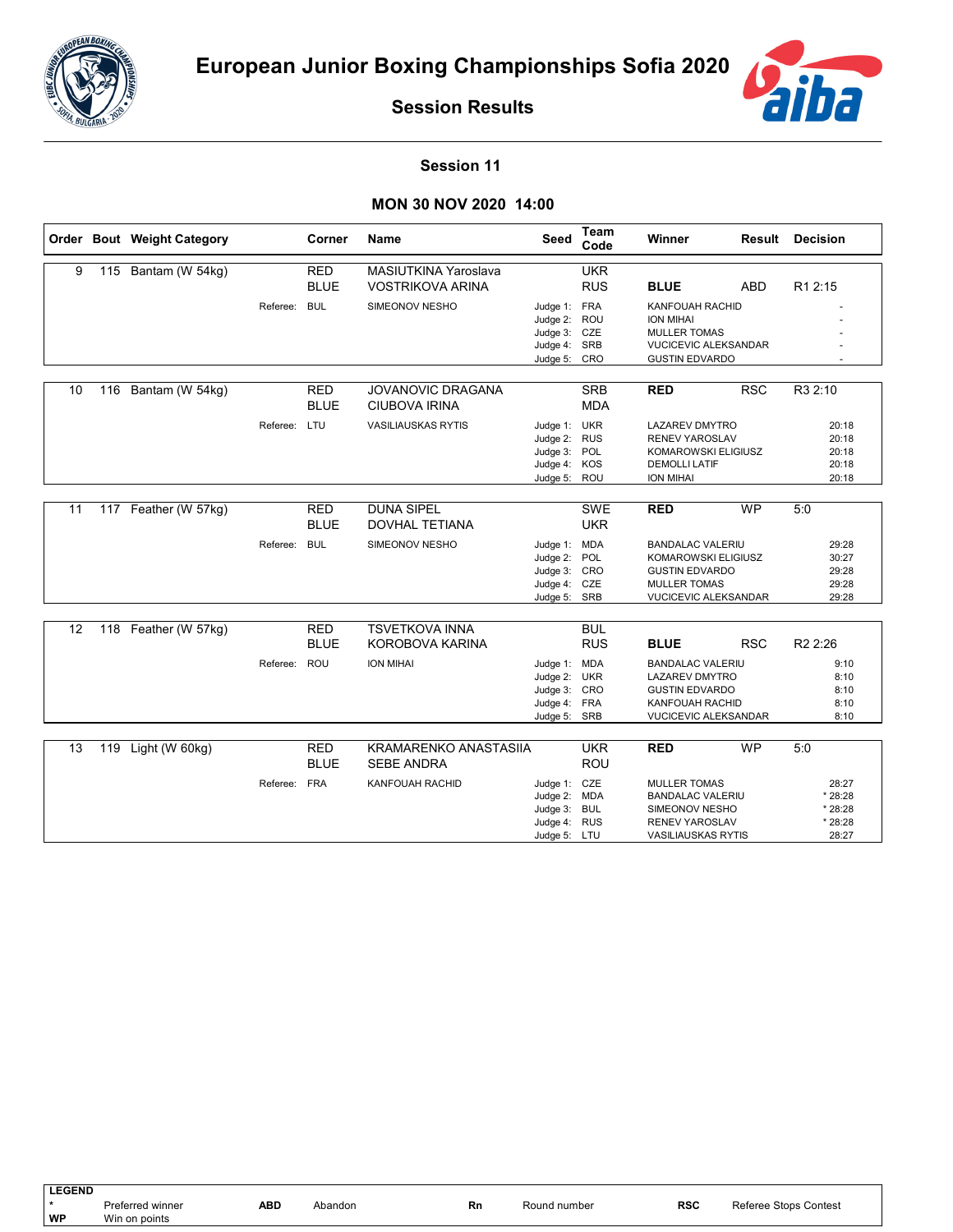# European Junior Boxing Championships Sofia 2020

## Session Results

### Session 11

### MON 30 NOV 2020 14:00

| Order | Bout | Weight Category | Corner | Name | Seed | Team Code | Winner | Result | Decision |
|---|---|---|---|---|---|---|---|---|---|
| 9 | 115 | Bantam (W 54kg) | RED | MASIUTKINA Yaroslava | | UKR | | | |
| | | | BLUE | VOSTRIKOVA ARINA | | RUS | **BLUE** | ABD | R1 2:15 |
| | | Referee: | BUL | SIMEONOV NESHO | Judge 1: | FRA | KANFOUAH RACHID | | - |
| | | | | | Judge 2: | ROU | ION MIHAI | | - |
| | | | | | Judge 3: | CZE | MULLER TOMAS | | - |
| | | | | | Judge 4: | SRB | VUCICEVIC ALEKSANDAR | | - |
| | | | | | Judge 5: | CRO | GUSTIN EDVARDO | | - |
| 10 | 116 | Bantam (W 54kg) | RED | JOVANOVIC DRAGANA | | SRB | **RED** | RSC | R3 2:10 |
| | | | BLUE | CIUBOVA IRINA | | MDA | | | |
| | | Referee: | LTU | VASILIAUSKAS RYTIS | Judge 1: | UKR | LAZAREV DMYTRO | | 20:18 |
| | | | | | Judge 2: | RUS | RENEV YAROSLAV | | 20:18 |
| | | | | | Judge 3: | POL | KOMAROWSKI ELIGIUSZ | | 20:18 |
| | | | | | Judge 4: | KOS | DEMOLLI LATIF | | 20:18 |
| | | | | | Judge 5: | ROU | ION MIHAI | | 20:18 |
| 11 | 117 | Feather (W 57kg) | RED | DUNA SIPEL | | SWE | **RED** | WP | 5:0 |
| | | | BLUE | DOVHAL TETIANA | | UKR | | | |
| | | Referee: | BUL | SIMEONOV NESHO | Judge 1: | MDA | BANDALAC VALERIU | | 29:28 |
| | | | | | Judge 2: | POL | KOMAROWSKI ELIGIUSZ | | 30:27 |
| | | | | | Judge 3: | CRO | GUSTIN EDVARDO | | 29:28 |
| | | | | | Judge 4: | CZE | MULLER TOMAS | | 29:28 |
| | | | | | Judge 5: | SRB | VUCICEVIC ALEKSANDAR | | 29:28 |
| 12 | 118 | Feather (W 57kg) | RED | TSVETKOVA INNA | | BUL | | | |
| | | | BLUE | KOROBOVA KARINA | | RUS | **BLUE** | RSC | R2 2:26 |
| | | Referee: | ROU | ION MIHAI | Judge 1: | MDA | BANDALAC VALERIU | | 9:10 |
| | | | | | Judge 2: | UKR | LAZAREV DMYTRO | | 8:10 |
| | | | | | Judge 3: | CRO | GUSTIN EDVARDO | | 8:10 |
| | | | | | Judge 4: | FRA | KANFOUAH RACHID | | 8:10 |
| | | | | | Judge 5: | SRB | VUCICEVIC ALEKSANDAR | | 8:10 |
| 13 | 119 | Light (W 60kg) | RED | KRAMARENKO ANASTASIIA | | UKR | **RED** | WP | 5:0 |
| | | | BLUE | SEBE ANDRA | | ROU | | | |
| | | Referee: | FRA | KANFOUAH RACHID | Judge 1: | CZE | MULLER TOMAS | | 28:27 |
| | | | | | Judge 2: | MDA | BANDALAC VALERIU | | * 28:28 |
| | | | | | Judge 3: | BUL | SIMEONOV NESHO | | * 28:28 |
| | | | | | Judge 4: | RUS | RENEV YAROSLAV | | * 28:28 |
| | | | | | Judge 5: | LTU | VASILIAUSKAS RYTIS | | 28:27 |

**LEGEND**

| | | | | | | | |
|---|---|---|---|---|---|---|---|
| * | Preferred winner | ABD | Abandon | Rn | Round number | RSC | Referee Stops Contest |
| WP | Win on points | | | | | | |